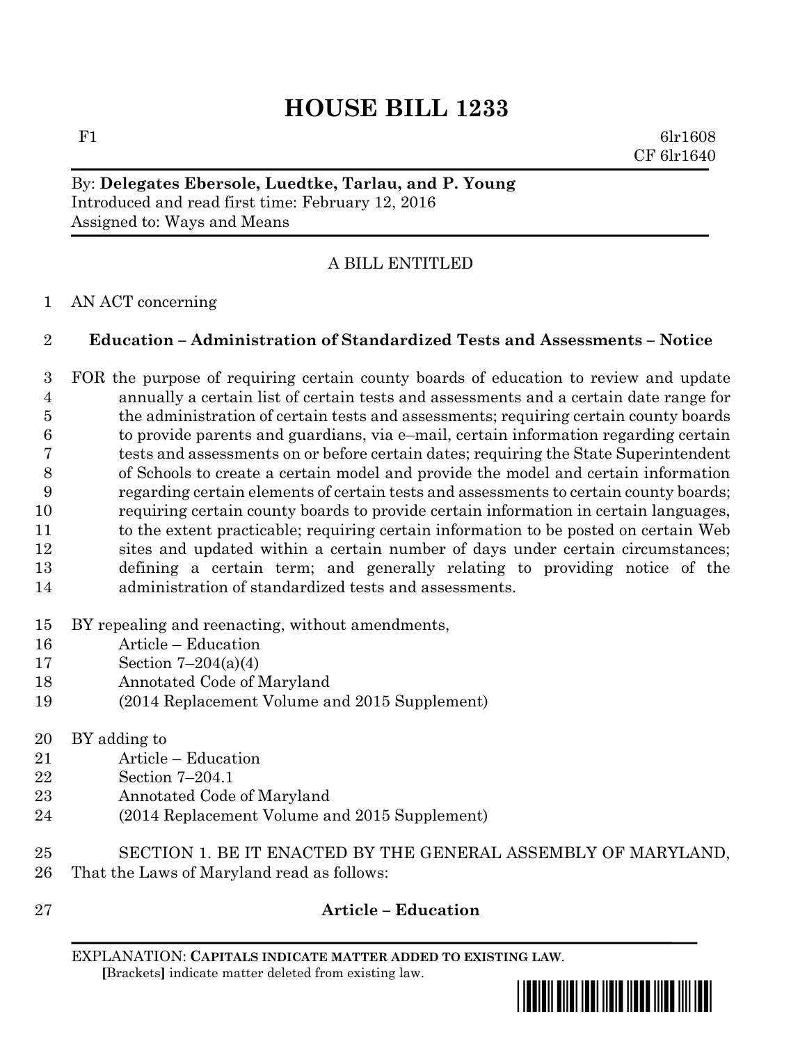# HOUSE BILL 1233

F1 6lr1608
CF 6lr1640

By: **Delegates Ebersole, Luedtke, Tarlau, and P. Young**
Introduced and read first time: February 12, 2016
Assigned to: Ways and Means

A BILL ENTITLED

1 AN ACT concerning

2 **Education – Administration of Standardized Tests and Assessments – Notice**

3 FOR the purpose of requiring certain county boards of education to review and update
4 annually a certain list of certain tests and assessments and a certain date range for
5 the administration of certain tests and assessments; requiring certain county boards
6 to provide parents and guardians, via e–mail, certain information regarding certain
7 tests and assessments on or before certain dates; requiring the State Superintendent
8 of Schools to create a certain model and provide the model and certain information
9 regarding certain elements of certain tests and assessments to certain county boards;
10 requiring certain county boards to provide certain information in certain languages,
11 to the extent practicable; requiring certain information to be posted on certain Web
12 sites and updated within a certain number of days under certain circumstances;
13 defining a certain term; and generally relating to providing notice of the
14 administration of standardized tests and assessments.

15 BY repealing and reenacting, without amendments,
16 Article – Education
17 Section 7–204(a)(4)
18 Annotated Code of Maryland
19 (2014 Replacement Volume and 2015 Supplement)

20 BY adding to
21 Article – Education
22 Section 7–204.1
23 Annotated Code of Maryland
24 (2014 Replacement Volume and 2015 Supplement)

25 SECTION 1. BE IT ENACTED BY THE GENERAL ASSEMBLY OF MARYLAND,
26 That the Laws of Maryland read as follows:

27 **Article – Education**

EXPLANATION: **CAPITALS INDICATE MATTER ADDED TO EXISTING LAW**.
**[**Brackets**]** indicate matter deleted from existing law.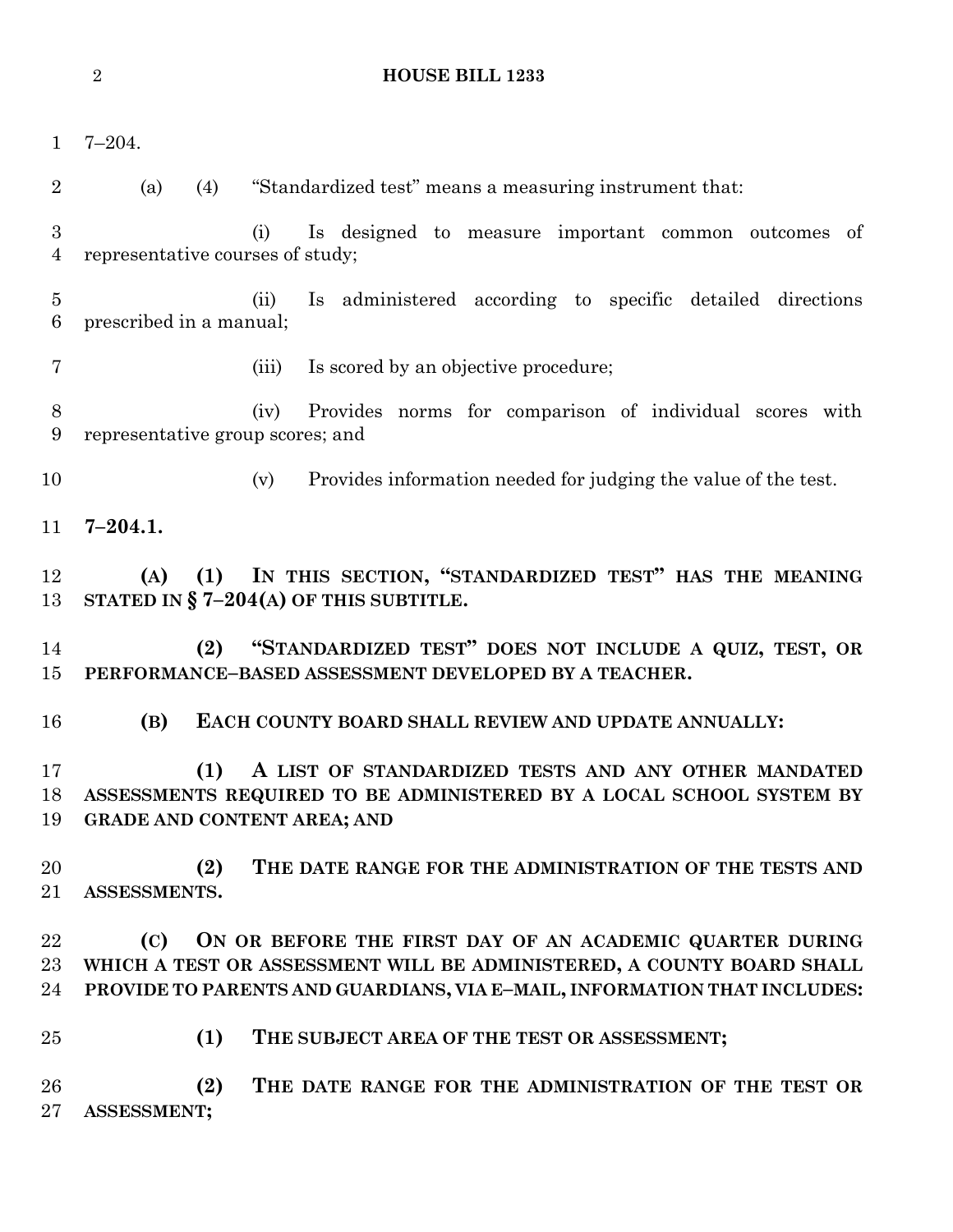7–204.

(a) (4) "Standardized test" means a measuring instrument that:

(i) Is designed to measure important common outcomes of representative courses of study;

(ii) Is administered according to specific detailed directions prescribed in a manual;

(iii) Is scored by an objective procedure;

(iv) Provides norms for comparison of individual scores with representative group scores; and

(v) Provides information needed for judging the value of the test.

**7–204.1.**

**(A) (1) IN THIS SECTION, "STANDARDIZED TEST" HAS THE MEANING STATED IN § 7–204(A) OF THIS SUBTITLE.**

**(2) "STANDARDIZED TEST" DOES NOT INCLUDE A QUIZ, TEST, OR PERFORMANCE–BASED ASSESSMENT DEVELOPED BY A TEACHER.**

**(B) EACH COUNTY BOARD SHALL REVIEW AND UPDATE ANNUALLY:**

**(1) A LIST OF STANDARDIZED TESTS AND ANY OTHER MANDATED ASSESSMENTS REQUIRED TO BE ADMINISTERED BY A LOCAL SCHOOL SYSTEM BY GRADE AND CONTENT AREA; AND**

**(2) THE DATE RANGE FOR THE ADMINISTRATION OF THE TESTS AND ASSESSMENTS.**

**(C) ON OR BEFORE THE FIRST DAY OF AN ACADEMIC QUARTER DURING WHICH A TEST OR ASSESSMENT WILL BE ADMINISTERED, A COUNTY BOARD SHALL PROVIDE TO PARENTS AND GUARDIANS, VIA E–MAIL, INFORMATION THAT INCLUDES:**

**(1) THE SUBJECT AREA OF THE TEST OR ASSESSMENT;**

**(2) THE DATE RANGE FOR THE ADMINISTRATION OF THE TEST OR ASSESSMENT;**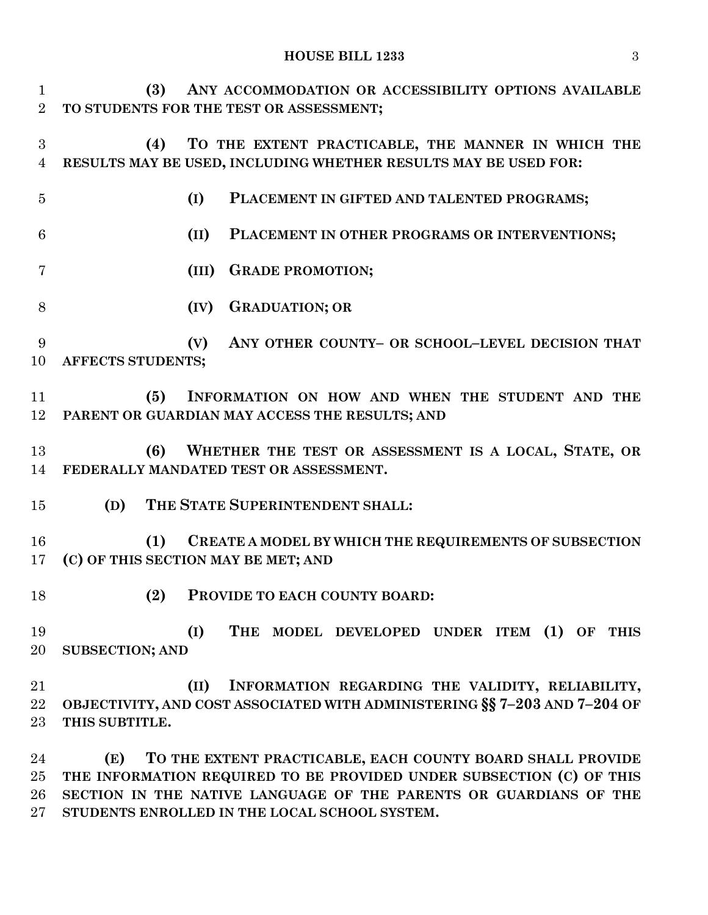**(3) ANY ACCOMMODATION OR ACCESSIBILITY OPTIONS AVAILABLE TO STUDENTS FOR THE TEST OR ASSESSMENT;**

**(4) TO THE EXTENT PRACTICABLE, THE MANNER IN WHICH THE RESULTS MAY BE USED, INCLUDING WHETHER RESULTS MAY BE USED FOR:**

**(I) PLACEMENT IN GIFTED AND TALENTED PROGRAMS;**

**(II) PLACEMENT IN OTHER PROGRAMS OR INTERVENTIONS;**

**(III) GRADE PROMOTION;**

**(IV) GRADUATION; OR**

**(V) ANY OTHER COUNTY– OR SCHOOL–LEVEL DECISION THAT AFFECTS STUDENTS;**

**(5) INFORMATION ON HOW AND WHEN THE STUDENT AND THE PARENT OR GUARDIAN MAY ACCESS THE RESULTS; AND**

**(6) WHETHER THE TEST OR ASSESSMENT IS A LOCAL, STATE, OR FEDERALLY MANDATED TEST OR ASSESSMENT.**

**(D) THE STATE SUPERINTENDENT SHALL:**

**(1) CREATE A MODEL BY WHICH THE REQUIREMENTS OF SUBSECTION (C) OF THIS SECTION MAY BE MET; AND**

**(2) PROVIDE TO EACH COUNTY BOARD:**

**(I) THE MODEL DEVELOPED UNDER ITEM (1) OF THIS SUBSECTION; AND**

**(II) INFORMATION REGARDING THE VALIDITY, RELIABILITY, OBJECTIVITY, AND COST ASSOCIATED WITH ADMINISTERING §§ 7–203 AND 7–204 OF THIS SUBTITLE.**

**(E) TO THE EXTENT PRACTICABLE, EACH COUNTY BOARD SHALL PROVIDE THE INFORMATION REQUIRED TO BE PROVIDED UNDER SUBSECTION (C) OF THIS SECTION IN THE NATIVE LANGUAGE OF THE PARENTS OR GUARDIANS OF THE STUDENTS ENROLLED IN THE LOCAL SCHOOL SYSTEM.**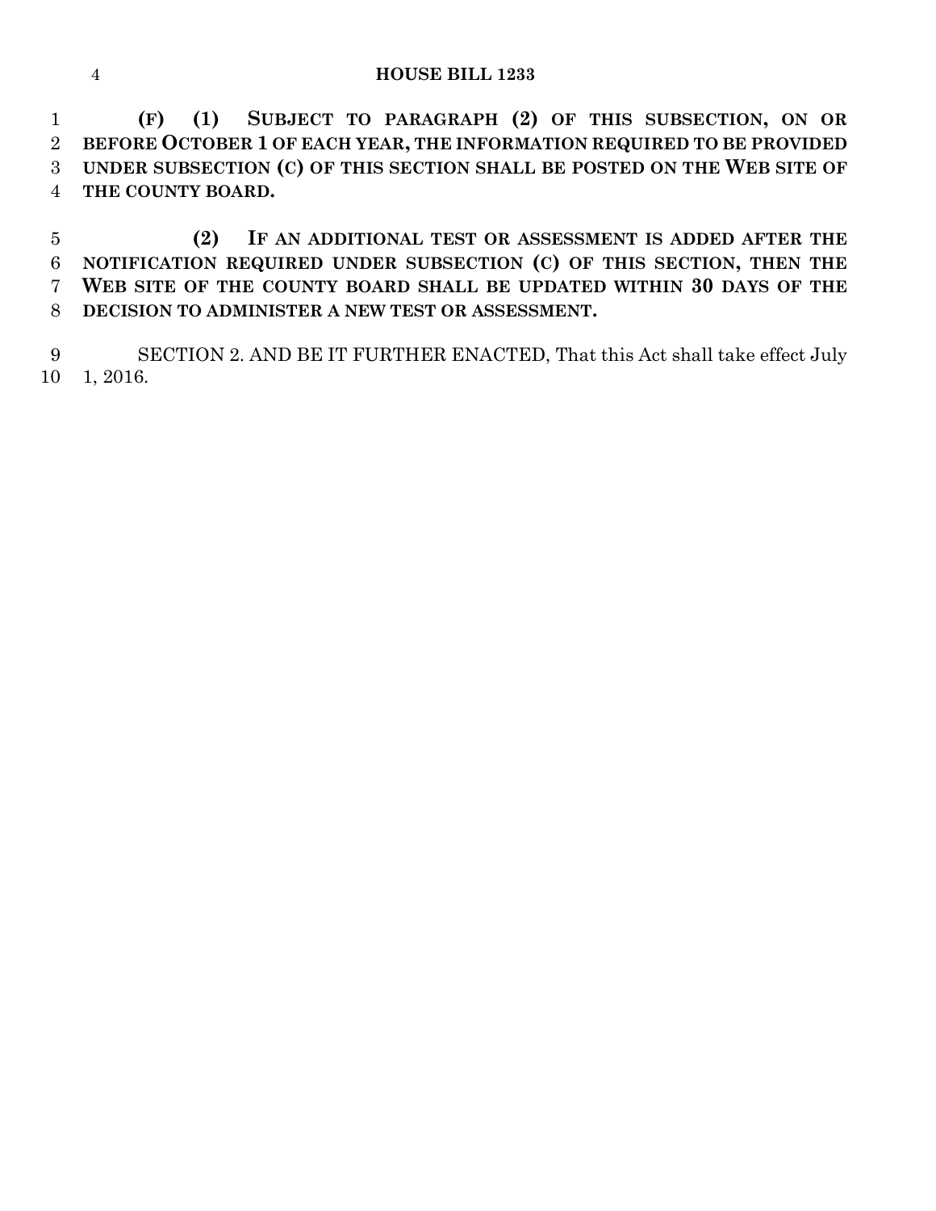**(F) (1) SUBJECT TO PARAGRAPH (2) OF THIS SUBSECTION, ON OR BEFORE OCTOBER 1 OF EACH YEAR, THE INFORMATION REQUIRED TO BE PROVIDED UNDER SUBSECTION (C) OF THIS SECTION SHALL BE POSTED ON THE WEB SITE OF THE COUNTY BOARD.**

**(2) IF AN ADDITIONAL TEST OR ASSESSMENT IS ADDED AFTER THE NOTIFICATION REQUIRED UNDER SUBSECTION (C) OF THIS SECTION, THEN THE WEB SITE OF THE COUNTY BOARD SHALL BE UPDATED WITHIN 30 DAYS OF THE DECISION TO ADMINISTER A NEW TEST OR ASSESSMENT.**

SECTION 2. AND BE IT FURTHER ENACTED, That this Act shall take effect July 1, 2016.